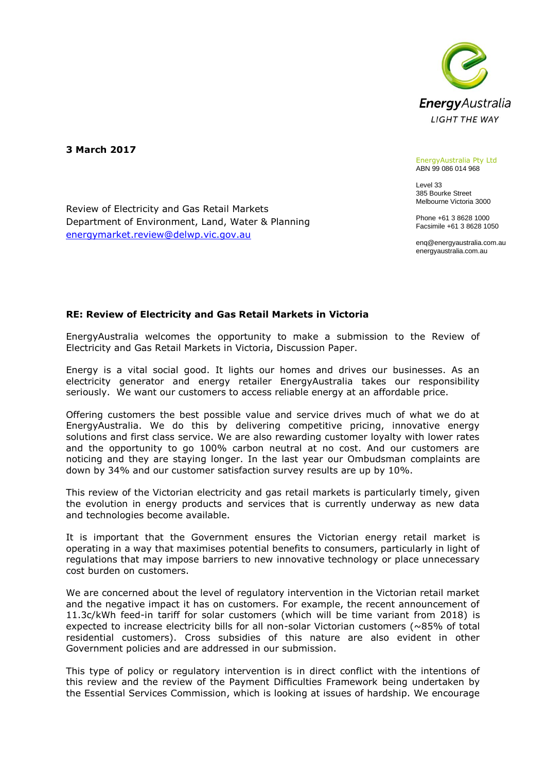EnergyAustralia

LIGHT THE WAY

**3 March 2017**

EnergyAustralia Pty Ltd
ABN 99 086 014 968

Level 33
385 Bourke Street
Melbourne Victoria 3000

Phone +61 3 8628 1000
Facsimile +61 3 8628 1050

enq@energyaustralia.com.au
energyaustralia.com.au

Review of Electricity and Gas Retail Markets
Department of Environment, Land, Water & Planning
energymarket.review@delwp.vic.gov.au

**RE: Review of Electricity and Gas Retail Markets in Victoria**

EnergyAustralia welcomes the opportunity to make a submission to the Review of Electricity and Gas Retail Markets in Victoria, Discussion Paper.

Energy is a vital social good. It lights our homes and drives our businesses. As an electricity generator and energy retailer EnergyAustralia takes our responsibility seriously. We want our customers to access reliable energy at an affordable price.

Offering customers the best possible value and service drives much of what we do at EnergyAustralia. We do this by delivering competitive pricing, innovative energy solutions and first class service. We are also rewarding customer loyalty with lower rates and the opportunity to go 100% carbon neutral at no cost. And our customers are noticing and they are staying longer. In the last year our Ombudsman complaints are down by 34% and our customer satisfaction survey results are up by 10%.

This review of the Victorian electricity and gas retail markets is particularly timely, given the evolution in energy products and services that is currently underway as new data and technologies become available.

It is important that the Government ensures the Victorian energy retail market is operating in a way that maximises potential benefits to consumers, particularly in light of regulations that may impose barriers to new innovative technology or place unnecessary cost burden on customers.

We are concerned about the level of regulatory intervention in the Victorian retail market and the negative impact it has on customers. For example, the recent announcement of 11.3c/kWh feed-in tariff for solar customers (which will be time variant from 2018) is expected to increase electricity bills for all non-solar Victorian customers (~85% of total residential customers). Cross subsidies of this nature are also evident in other Government policies and are addressed in our submission.

This type of policy or regulatory intervention is in direct conflict with the intentions of this review and the review of the Payment Difficulties Framework being undertaken by the Essential Services Commission, which is looking at issues of hardship. We encourage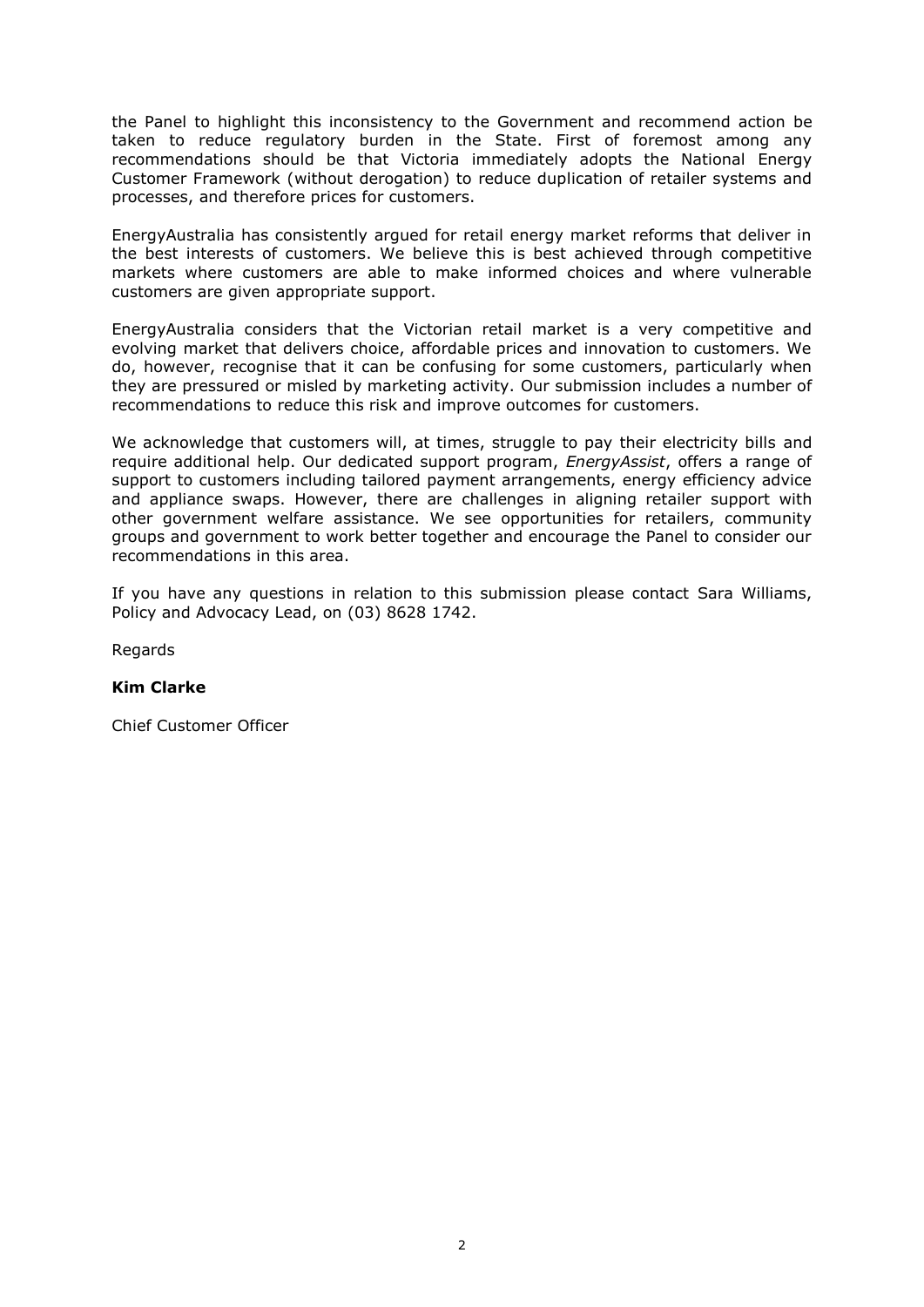the Panel to highlight this inconsistency to the Government and recommend action be taken to reduce regulatory burden in the State. First of foremost among any recommendations should be that Victoria immediately adopts the National Energy Customer Framework (without derogation) to reduce duplication of retailer systems and processes, and therefore prices for customers.

EnergyAustralia has consistently argued for retail energy market reforms that deliver in the best interests of customers. We believe this is best achieved through competitive markets where customers are able to make informed choices and where vulnerable customers are given appropriate support.

EnergyAustralia considers that the Victorian retail market is a very competitive and evolving market that delivers choice, affordable prices and innovation to customers. We do, however, recognise that it can be confusing for some customers, particularly when they are pressured or misled by marketing activity. Our submission includes a number of recommendations to reduce this risk and improve outcomes for customers.

We acknowledge that customers will, at times, struggle to pay their electricity bills and require additional help. Our dedicated support program, *EnergyAssist*, offers a range of support to customers including tailored payment arrangements, energy efficiency advice and appliance swaps. However, there are challenges in aligning retailer support with other government welfare assistance. We see opportunities for retailers, community groups and government to work better together and encourage the Panel to consider our recommendations in this area.

If you have any questions in relation to this submission please contact Sara Williams, Policy and Advocacy Lead, on (03) 8628 1742.

Regards

**Kim Clarke**

Chief Customer Officer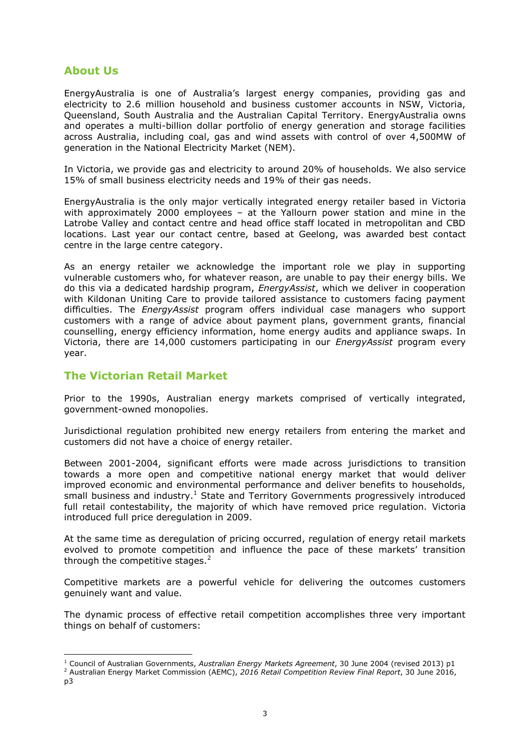## About Us

EnergyAustralia is one of Australia's largest energy companies, providing gas and electricity to 2.6 million household and business customer accounts in NSW, Victoria, Queensland, South Australia and the Australian Capital Territory. EnergyAustralia owns and operates a multi-billion dollar portfolio of energy generation and storage facilities across Australia, including coal, gas and wind assets with control of over 4,500MW of generation in the National Electricity Market (NEM).

In Victoria, we provide gas and electricity to around 20% of households. We also service 15% of small business electricity needs and 19% of their gas needs.

EnergyAustralia is the only major vertically integrated energy retailer based in Victoria with approximately 2000 employees – at the Yallourn power station and mine in the Latrobe Valley and contact centre and head office staff located in metropolitan and CBD locations. Last year our contact centre, based at Geelong, was awarded best contact centre in the large centre category.

As an energy retailer we acknowledge the important role we play in supporting vulnerable customers who, for whatever reason, are unable to pay their energy bills. We do this via a dedicated hardship program, *EnergyAssist*, which we deliver in cooperation with Kildonan Uniting Care to provide tailored assistance to customers facing payment difficulties. The *EnergyAssist* program offers individual case managers who support customers with a range of advice about payment plans, government grants, financial counselling, energy efficiency information, home energy audits and appliance swaps. In Victoria, there are 14,000 customers participating in our *EnergyAssist* program every year.

## The Victorian Retail Market

Prior to the 1990s, Australian energy markets comprised of vertically integrated, government-owned monopolies.

Jurisdictional regulation prohibited new energy retailers from entering the market and customers did not have a choice of energy retailer.

Between 2001-2004, significant efforts were made across jurisdictions to transition towards a more open and competitive national energy market that would deliver improved economic and environmental performance and deliver benefits to households, small business and industry.[1] State and Territory Governments progressively introduced full retail contestability, the majority of which have removed price regulation. Victoria introduced full price deregulation in 2009.

At the same time as deregulation of pricing occurred, regulation of energy retail markets evolved to promote competition and influence the pace of these markets' transition through the competitive stages.[2]

Competitive markets are a powerful vehicle for delivering the outcomes customers genuinely want and value.

The dynamic process of effective retail competition accomplishes three very important things on behalf of customers:

---

[1] Council of Australian Governments, *Australian Energy Markets Agreement*, 30 June 2004 (revised 2013) p1

[2] Australian Energy Market Commission (AEMC), *2016 Retail Competition Review Final Report*, 30 June 2016, p3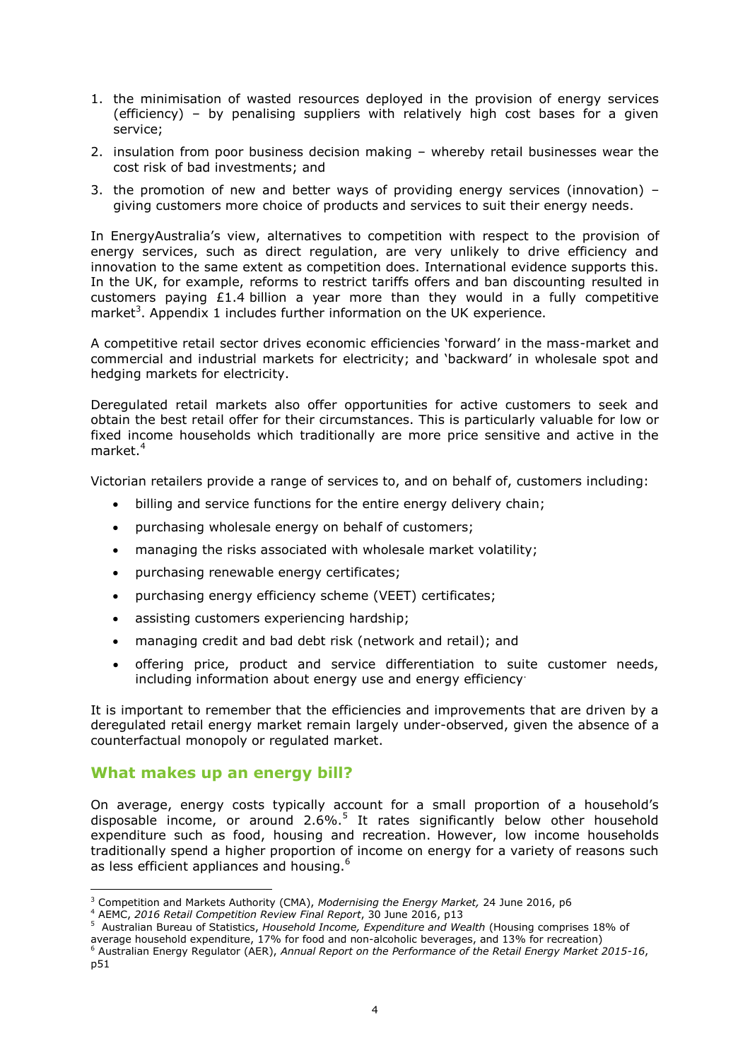1. the minimisation of wasted resources deployed in the provision of energy services (efficiency) – by penalising suppliers with relatively high cost bases for a given service;
2. insulation from poor business decision making – whereby retail businesses wear the cost risk of bad investments; and
3. the promotion of new and better ways of providing energy services (innovation) – giving customers more choice of products and services to suit their energy needs.

In EnergyAustralia's view, alternatives to competition with respect to the provision of energy services, such as direct regulation, are very unlikely to drive efficiency and innovation to the same extent as competition does. International evidence supports this. In the UK, for example, reforms to restrict tariffs offers and ban discounting resulted in customers paying £1.4 billion a year more than they would in a fully competitive market[3]. Appendix 1 includes further information on the UK experience.

A competitive retail sector drives economic efficiencies 'forward' in the mass-market and commercial and industrial markets for electricity; and 'backward' in wholesale spot and hedging markets for electricity.

Deregulated retail markets also offer opportunities for active customers to seek and obtain the best retail offer for their circumstances. This is particularly valuable for low or fixed income households which traditionally are more price sensitive and active in the market.[4]

Victorian retailers provide a range of services to, and on behalf of, customers including:

- billing and service functions for the entire energy delivery chain;
- purchasing wholesale energy on behalf of customers;
- managing the risks associated with wholesale market volatility;
- purchasing renewable energy certificates;
- purchasing energy efficiency scheme (VEET) certificates;
- assisting customers experiencing hardship;
- managing credit and bad debt risk (network and retail); and
- offering price, product and service differentiation to suite customer needs, including information about energy use and energy efficiency.

It is important to remember that the efficiencies and improvements that are driven by a deregulated retail energy market remain largely under-observed, given the absence of a counterfactual monopoly or regulated market.

## What makes up an energy bill?

On average, energy costs typically account for a small proportion of a household's disposable income, or around 2.6%.[5] It rates significantly below other household expenditure such as food, housing and recreation. However, low income households traditionally spend a higher proportion of income on energy for a variety of reasons such as less efficient appliances and housing.[6]

---

[3] Competition and Markets Authority (CMA), *Modernising the Energy Market,* 24 June 2016, p6

[4] AEMC, *2016 Retail Competition Review Final Report*, 30 June 2016, p13

[5] Australian Bureau of Statistics, *Household Income, Expenditure and Wealth* (Housing comprises 18% of average household expenditure, 17% for food and non-alcoholic beverages, and 13% for recreation)

[6] Australian Energy Regulator (AER), *Annual Report on the Performance of the Retail Energy Market 2015-16*, p51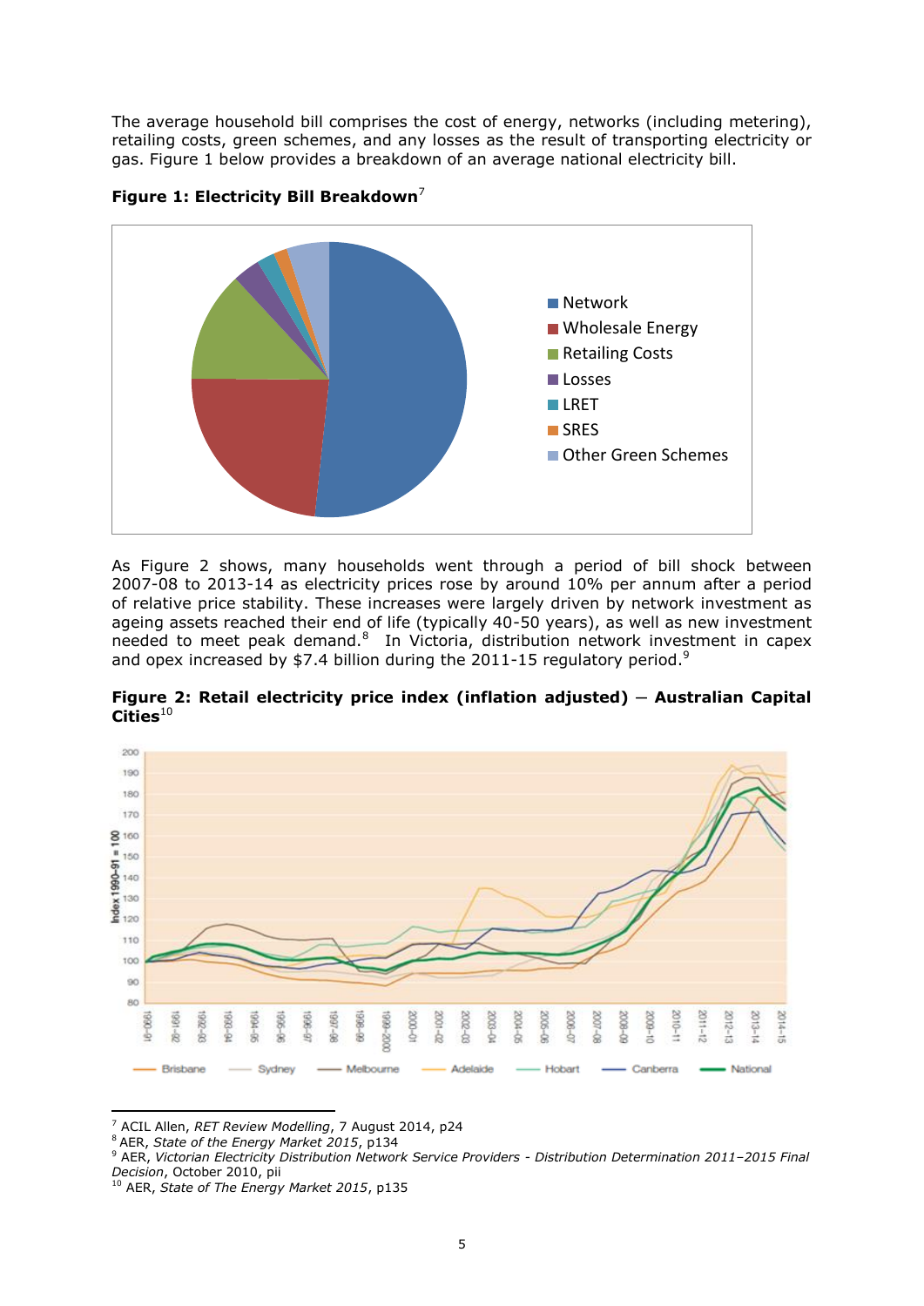The average household bill comprises the cost of energy, networks (including metering), retailing costs, green schemes, and any losses as the result of transporting electricity or gas. Figure 1 below provides a breakdown of an average national electricity bill.

**Figure 1: Electricity Bill Breakdown**[7]

As Figure 2 shows, many households went through a period of bill shock between 2007-08 to 2013-14 as electricity prices rose by around 10% per annum after a period of relative price stability. These increases were largely driven by network investment as ageing assets reached their end of life (typically 40-50 years), as well as new investment needed to meet peak demand.[8] In Victoria, distribution network investment in capex and opex increased by $7.4 billion during the 2011-15 regulatory period.[9]

**Figure 2: Retail electricity price index (inflation adjusted) – Australian Capital Cities**[10]

---

[7] ACIL Allen, *RET Review Modelling*, 7 August 2014, p24

[8] AER, *State of the Energy Market 2015*, p134

[9] AER, *Victorian Electricity Distribution Network Service Providers - Distribution Determination 2011–2015 Final Decision*, October 2010, pii

[10] AER, *State of The Energy Market 2015*, p135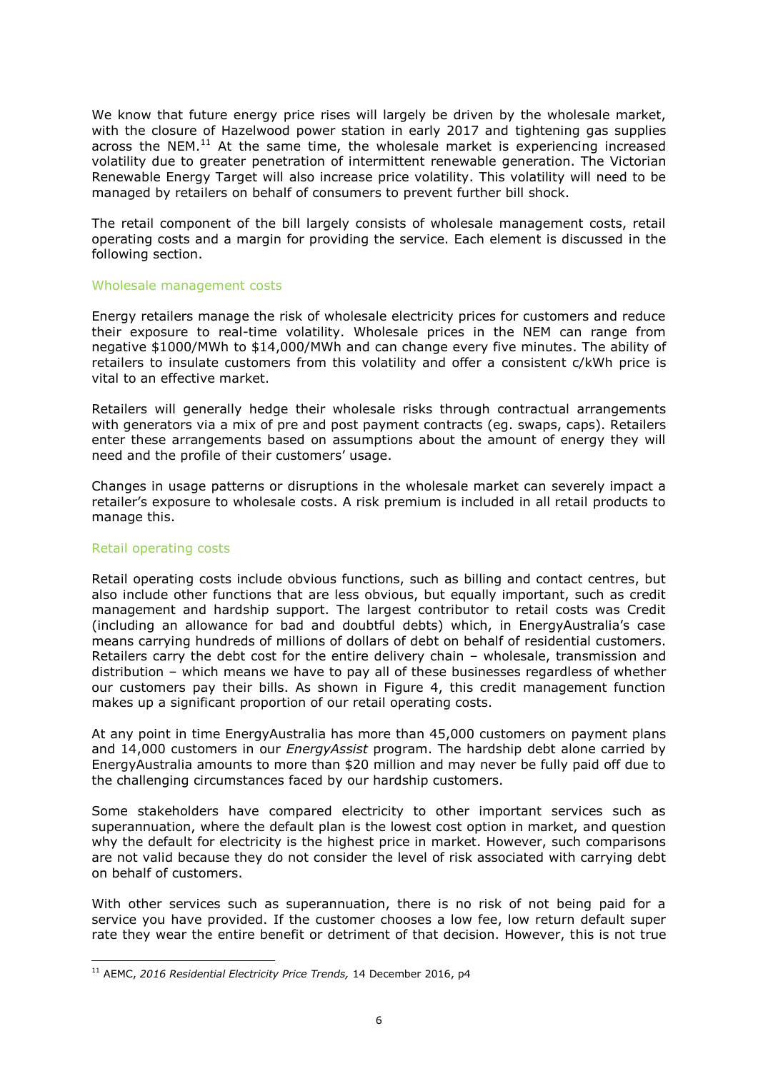We know that future energy price rises will largely be driven by the wholesale market, with the closure of Hazelwood power station in early 2017 and tightening gas supplies across the NEM.[11] At the same time, the wholesale market is experiencing increased volatility due to greater penetration of intermittent renewable generation. The Victorian Renewable Energy Target will also increase price volatility. This volatility will need to be managed by retailers on behalf of consumers to prevent further bill shock.

The retail component of the bill largely consists of wholesale management costs, retail operating costs and a margin for providing the service. Each element is discussed in the following section.

### Wholesale management costs

Energy retailers manage the risk of wholesale electricity prices for customers and reduce their exposure to real-time volatility. Wholesale prices in the NEM can range from negative $1000/MWh to $14,000/MWh and can change every five minutes. The ability of retailers to insulate customers from this volatility and offer a consistent c/kWh price is vital to an effective market.

Retailers will generally hedge their wholesale risks through contractual arrangements with generators via a mix of pre and post payment contracts (eg. swaps, caps). Retailers enter these arrangements based on assumptions about the amount of energy they will need and the profile of their customers' usage.

Changes in usage patterns or disruptions in the wholesale market can severely impact a retailer's exposure to wholesale costs. A risk premium is included in all retail products to manage this.

### Retail operating costs

Retail operating costs include obvious functions, such as billing and contact centres, but also include other functions that are less obvious, but equally important, such as credit management and hardship support. The largest contributor to retail costs was Credit (including an allowance for bad and doubtful debts) which, in EnergyAustralia's case means carrying hundreds of millions of dollars of debt on behalf of residential customers. Retailers carry the debt cost for the entire delivery chain – wholesale, transmission and distribution – which means we have to pay all of these businesses regardless of whether our customers pay their bills. As shown in Figure 4, this credit management function makes up a significant proportion of our retail operating costs.

At any point in time EnergyAustralia has more than 45,000 customers on payment plans and 14,000 customers in our *EnergyAssist* program. The hardship debt alone carried by EnergyAustralia amounts to more than $20 million and may never be fully paid off due to the challenging circumstances faced by our hardship customers.

Some stakeholders have compared electricity to other important services such as superannuation, where the default plan is the lowest cost option in market, and question why the default for electricity is the highest price in market. However, such comparisons are not valid because they do not consider the level of risk associated with carrying debt on behalf of customers.

With other services such as superannuation, there is no risk of not being paid for a service you have provided. If the customer chooses a low fee, low return default super rate they wear the entire benefit or detriment of that decision. However, this is not true

---

[11] AEMC, *2016 Residential Electricity Price Trends,* 14 December 2016, p4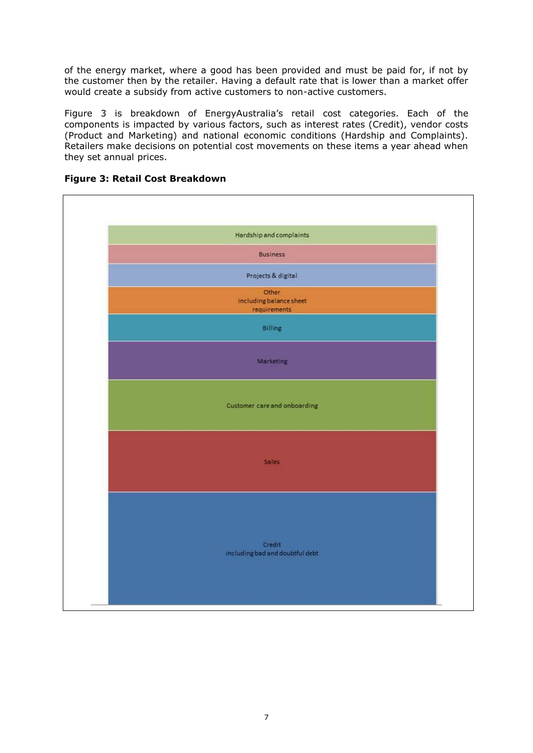of the energy market, where a good has been provided and must be paid for, if not by the customer then by the retailer. Having a default rate that is lower than a market offer would create a subsidy from active customers to non-active customers.

Figure 3 is breakdown of EnergyAustralia's retail cost categories. Each of the components is impacted by various factors, such as interest rates (Credit), vendor costs (Product and Marketing) and national economic conditions (Hardship and Complaints). Retailers make decisions on potential cost movements on these items a year ahead when they set annual prices.

**Figure 3: Retail Cost Breakdown**

Hardship and complaints

Business

Projects & digital

Other
including balance sheet requirements

Billing

Marketing

Customer care and onboarding

Sales

Credit
including bad and doubtful debt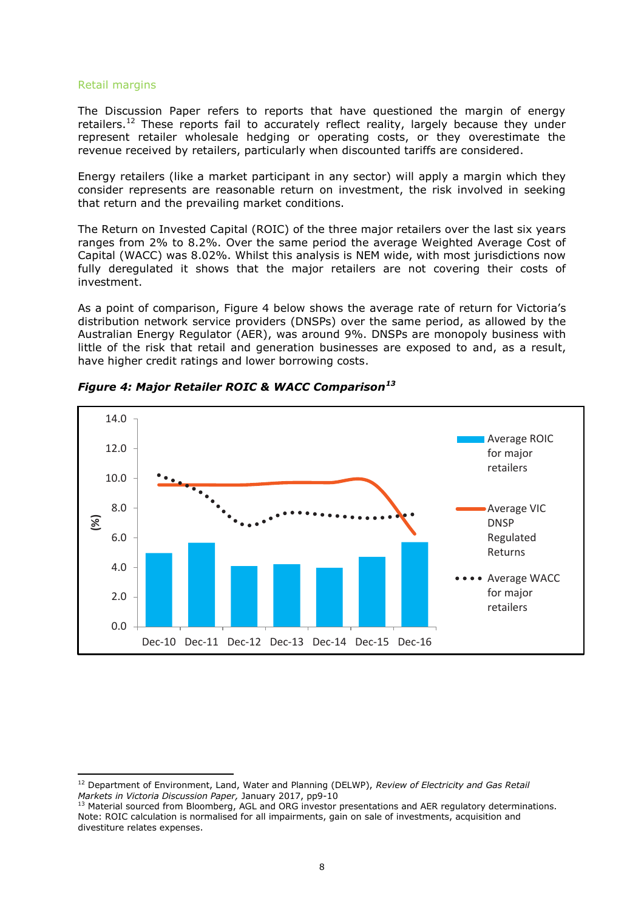### Retail margins

The Discussion Paper refers to reports that have questioned the margin of energy retailers.[12] These reports fail to accurately reflect retailer reality, largely because they under represent retailer wholesale hedging or operating costs, or they overestimate the revenue received by retailers, particularly when discounted tariffs are considered.

Energy retailers (like a market participant in any sector) will apply a margin which they consider represents are reasonable return on investment, the risk involved in seeking that return and the prevailing market conditions.

The Return on Invested Capital (ROIC) of the three major retailers over the last six years ranges from 2% to 8.2%. Over the same period the average Weighted Average Cost of Capital (WACC) was 8.02%. Whilst this analysis is NEM wide, with most jurisdictions now fully deregulated it shows that the major retailers are not covering their costs of investment.

As a point of comparison, Figure 4 below shows the average rate of return for Victoria's distribution network service providers (DNSPs) over the same period, as allowed by the Australian Energy Regulator (AER), was around 9%. DNSPs are monopoly business with little of the risk that retail and generation businesses are exposed to and, as a result, have higher credit ratings and lower borrowing costs.

***Figure 4: Major Retailer ROIC & WACC Comparison[13]***

(%)

14.0
12.0
10.0
8.0
6.0
4.0
2.0
0.0

Dec-10 Dec-11 Dec-12 Dec-13 Dec-14 Dec-15 Dec-16

Average ROIC for major retailers

Average VIC DNSP Regulated Returns

Average WACC for major retailers

---

[12] Department of Environment, Land, Water and Planning (DELWP), *Review of Electricity and Gas Retail Markets in Victoria Discussion Paper,* January 2017, pp9-10

[13] Material sourced from Bloomberg, AGL and ORG investor presentations and AER regulatory determinations. Note: ROIC calculation is normalised for all impairments, gain on sale of investments, acquisition and divestiture relates expenses.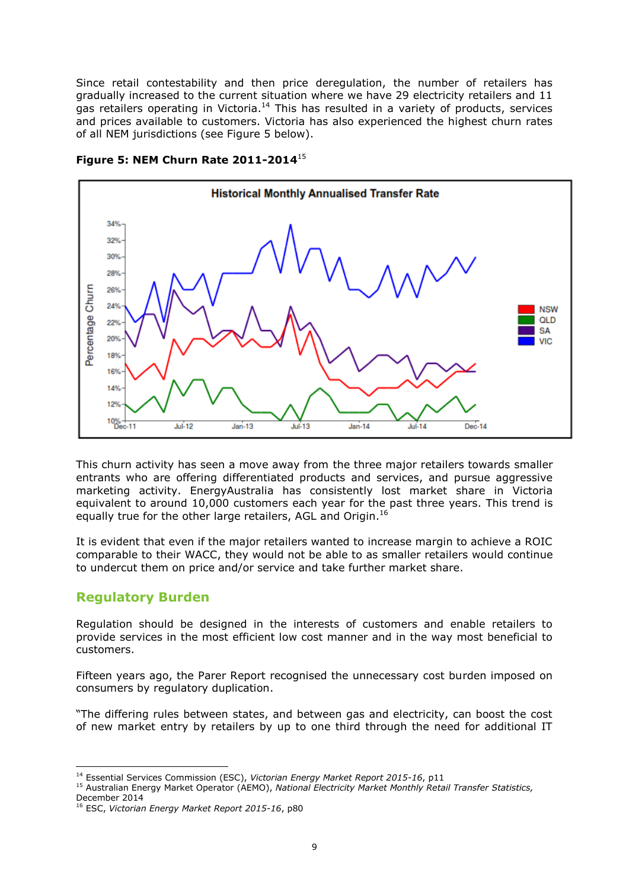Since retail contestability and then price deregulation, the number of retailers has gradually increased to the current situation where we have 29 electricity retailers and 11 gas retailers operating in Victoria.[14] This has resulted in a variety of products, services and prices available to customers. Victoria has also experienced the highest churn rates of all NEM jurisdictions (see Figure 5 below).

**Figure 5: NEM Churn Rate 2011-2014**[15]

This churn activity has seen a move away from the three major retailers towards smaller entrants who are offering differentiated products and services, and pursue aggressive marketing activity. EnergyAustralia has consistently lost market share in Victoria equivalent to around 10,000 customers each year for the past three years. This trend is equally true for the other large retailers, AGL and Origin.[16]

It is evident that even if the major retailers wanted to increase margin to achieve a ROIC comparable to their WACC, they would not be able to as smaller retailers would continue to undercut them on price and/or service and take further market share.

## Regulatory Burden

Regulation should be designed in the interests of customers and enable retailers to provide services in the most efficient low cost manner and in the way most beneficial to customers.

Fifteen years ago, the Parer Report recognised the unnecessary cost burden imposed on consumers by regulatory duplication.

"The differing rules between states, and between gas and electricity, can boost the cost of new market entry by retailers by up to one third through the need for additional IT

---

[14] Essential Services Commission (ESC), *Victorian Energy Market Report 2015-16*, p11

[15] Australian Energy Market Operator (AEMO), *National Electricity Market Monthly Retail Transfer Statistics,* December 2014

[16] ESC, *Victorian Energy Market Report 2015-16*, p80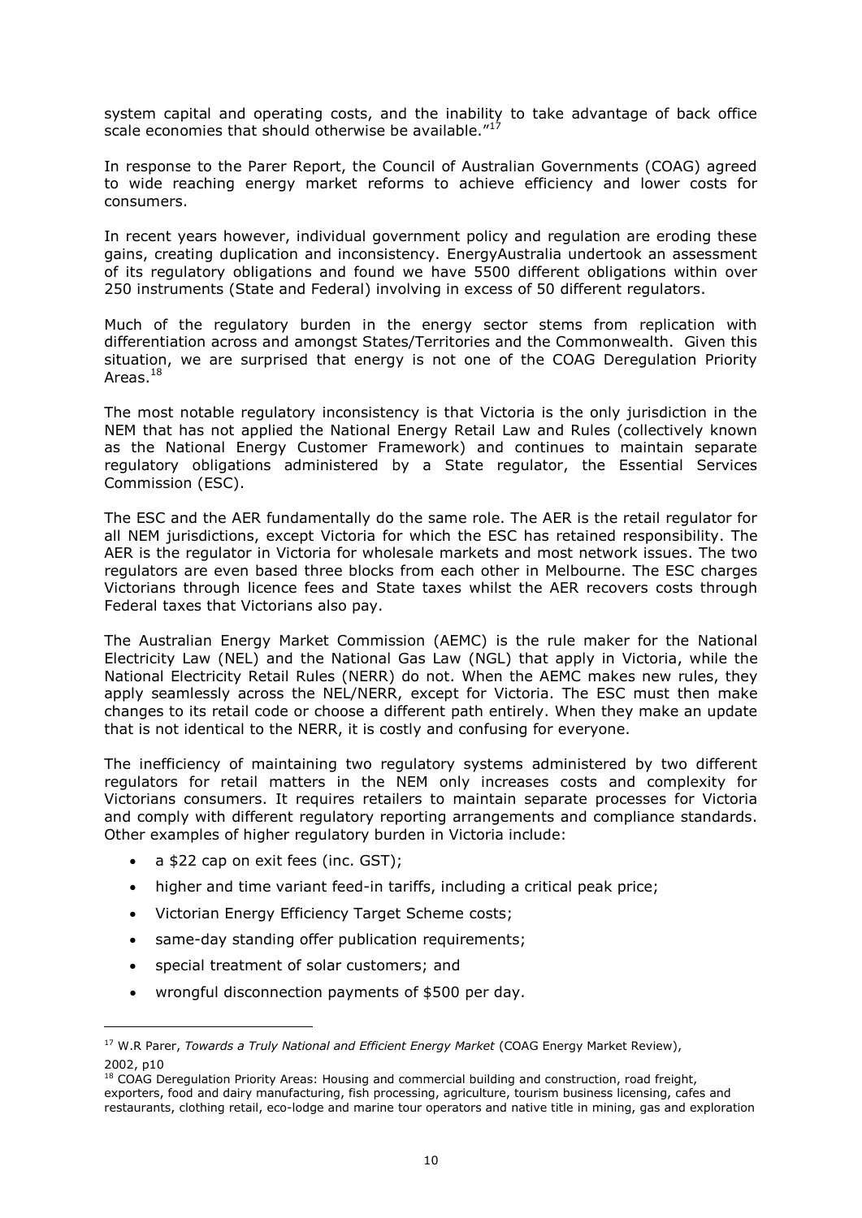system capital and operating costs, and the inability to take advantage of back office scale economies that should otherwise be available."[17]

In response to the Parer Report, the Council of Australian Governments (COAG) agreed to wide reaching energy market reforms to achieve efficiency and lower costs for consumers.

In recent years however, individual government policy and regulation are eroding these gains, creating duplication and inconsistency. EnergyAustralia undertook an assessment of its regulatory obligations and found we have 5500 different obligations within over 250 instruments (State and Federal) involving in excess of 50 different regulators.

Much of the regulatory burden in the energy sector stems from replication with differentiation across and amongst States/Territories and the Commonwealth. Given this situation, we are surprised that energy is not one of the COAG Deregulation Priority Areas.[18]

The most notable regulatory inconsistency is that Victoria is the only jurisdiction in the NEM that has not applied the National Energy Retail Law and Rules (collectively known as the National Energy Customer Framework) and continues to maintain separate regulatory obligations administered by a State regulator, the Essential Services Commission (ESC).

The ESC and the AER fundamentally do the same role. The AER is the retail regulator for all NEM jurisdictions, except Victoria for which the ESC has retained responsibility. The AER is the regulator in Victoria for wholesale markets and most network issues. The two regulators are even based three blocks from each other in Melbourne. The ESC charges Victorians through licence fees and State taxes whilst the AER recovers costs through Federal taxes that Victorians also pay.

The Australian Energy Market Commission (AEMC) is the rule maker for the National Electricity Law (NEL) and the National Gas Law (NGL) that apply in Victoria, while the National Electricity Retail Rules (NERR) do not. When the AEMC makes new rules, they apply seamlessly across the NEL/NERR, except for Victoria. The ESC must then make changes to its retail code or choose a different path entirely. When they make an update that is not identical to the NERR, it is costly and confusing for everyone.

The inefficiency of maintaining two regulatory systems administered by two different regulators for retail matters in the NEM only increases costs and complexity for Victorians consumers. It requires retailers to maintain separate processes for Victoria and comply with different regulatory reporting arrangements and compliance standards. Other examples of higher regulatory burden in Victoria include:

- a $22 cap on exit fees (inc. GST);
- higher and time variant feed-in tariffs, including a critical peak price;
- Victorian Energy Efficiency Target Scheme costs;
- same-day standing offer publication requirements;
- special treatment of solar customers; and
- wrongful disconnection payments of $500 per day.

---

[17] W.R Parer, *Towards a Truly National and Efficient Energy Market* (COAG Energy Market Review), 2002, p10

[18] COAG Deregulation Priority Areas: Housing and commercial building and construction, road freight, exporters, food and dairy manufacturing, fish processing, agriculture, tourism business licensing, cafes and restaurants, clothing retail, eco-lodge and marine tour operators and native title in mining, gas and exploration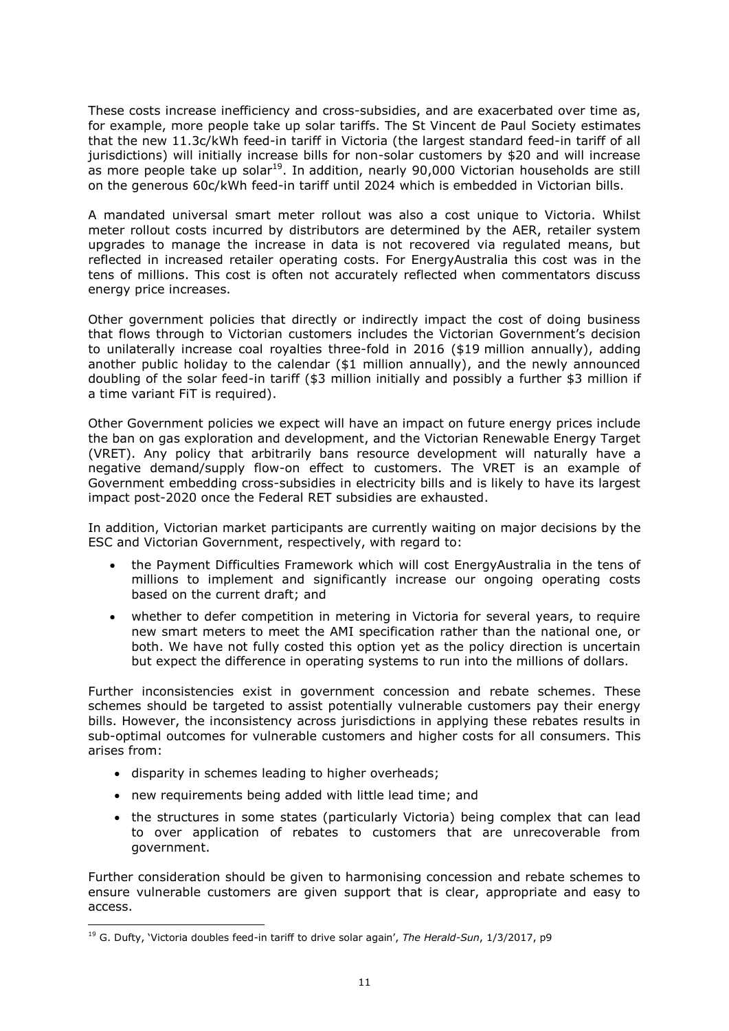These costs increase inefficiency and cross-subsidies, and are exacerbated over time as, for example, more people take up solar tariffs. The St Vincent de Paul Society estimates that the new 11.3c/kWh feed-in tariff in Victoria (the largest standard feed-in tariff of all jurisdictions) will initially increase bills for non-solar customers by $20 and will increase as more people take up solar[19]. In addition, nearly 90,000 Victorian households are still on the generous 60c/kWh feed-in tariff until 2024 which is embedded in Victorian bills.

A mandated universal smart meter rollout was also a cost unique to Victoria. Whilst meter rollout costs incurred by distributors are determined by the AER, retailer system upgrades to manage the increase in data is not recovered via regulated means, but reflected in increased retailer operating costs. For EnergyAustralia this cost was in the tens of millions. This cost is often not accurately reflected when commentators discuss energy price increases.

Other government policies that directly or indirectly impact the cost of doing business that flows through to Victorian customers includes the Victorian Government's decision to unilaterally increase coal royalties three-fold in 2016 ($19 million annually), adding another public holiday to the calendar ($1 million annually), and the newly announced doubling of the solar feed-in tariff ($3 million initially and possibly a further $3 million if a time variant FiT is required).

Other Government policies we expect will have an impact on future energy prices include the ban on gas exploration and development, and the Victorian Renewable Energy Target (VRET). Any policy that arbitrarily bans resource development will naturally have a negative demand/supply flow-on effect to customers. The VRET is an example of Government embedding cross-subsidies in electricity bills and is likely to have its largest impact post-2020 once the Federal RET subsidies are exhausted.

In addition, Victorian market participants are currently waiting on major decisions by the ESC and Victorian Government, respectively, with regard to:

- the Payment Difficulties Framework which will cost EnergyAustralia in the tens of millions to implement and significantly increase our ongoing operating costs based on the current draft; and
- whether to defer competition in metering in Victoria for several years, to require new smart meters to meet the AMI specification rather than the national one, or both. We have not fully costed this option yet as the policy direction is uncertain but expect the difference in operating systems to run into the millions of dollars.

Further inconsistencies exist in government concession and rebate schemes. These schemes should be targeted to assist potentially vulnerable customers pay their energy bills. However, the inconsistency across jurisdictions in applying these rebates results in sub-optimal outcomes for vulnerable customers and higher costs for all consumers. This arises from:

- disparity in schemes leading to higher overheads;
- new requirements being added with little lead time; and
- the structures in some states (particularly Victoria) being complex that can lead to over application of rebates to customers that are unrecoverable from government.

Further consideration should be given to harmonising concession and rebate schemes to ensure vulnerable customers are given support that is clear, appropriate and easy to access.

---

[19] G. Dufty, 'Victoria doubles feed-in tariff to drive solar again', *The Herald-Sun*, 1/3/2017, p9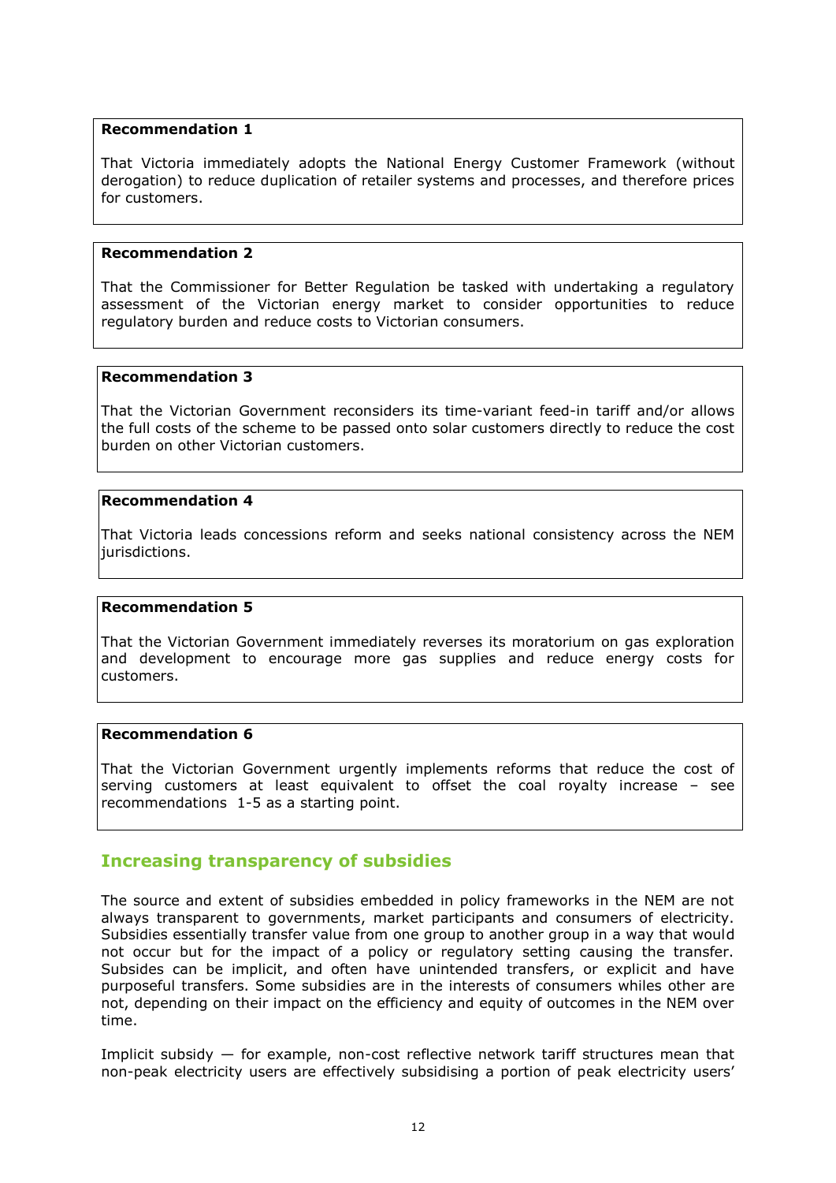**Recommendation 1**

That Victoria immediately adopts the National Energy Customer Framework (without derogation) to reduce duplication of retailer systems and processes, and therefore prices for customers.

**Recommendation 2**

That the Commissioner for Better Regulation be tasked with undertaking a regulatory assessment of the Victorian energy market to consider opportunities to reduce regulatory burden and reduce costs to Victorian consumers.

**Recommendation 3**

That the Victorian Government reconsiders its time-variant feed-in tariff and/or allows the full costs of the scheme to be passed onto solar customers directly to reduce the cost burden on other Victorian customers.

**Recommendation 4**

That Victoria leads concessions reform and seeks national consistency across the NEM jurisdictions.

**Recommendation 5**

That the Victorian Government immediately reverses its moratorium on gas exploration and development to encourage more gas supplies and reduce energy costs for customers.

**Recommendation 6**

That the Victorian Government urgently implements reforms that reduce the cost of serving customers at least equivalent to offset the coal royalty increase – see recommendations 1-5 as a starting point.

## Increasing transparency of subsidies

The source and extent of subsidies embedded in policy frameworks in the NEM are not always transparent to governments, market participants and consumers of electricity. Subsidies essentially transfer value from one group to another group in a way that would not occur but for the impact of a policy or regulatory setting causing the transfer. Subsides can be implicit, and often have unintended transfers, or explicit and have purposeful transfers. Some subsidies are in the interests of consumers whiles other are not, depending on their impact on the efficiency and equity of outcomes in the NEM over time.

Implicit subsidy — for example, non-cost reflective network tariff structures mean that non-peak electricity users are effectively subsidising a portion of peak electricity users'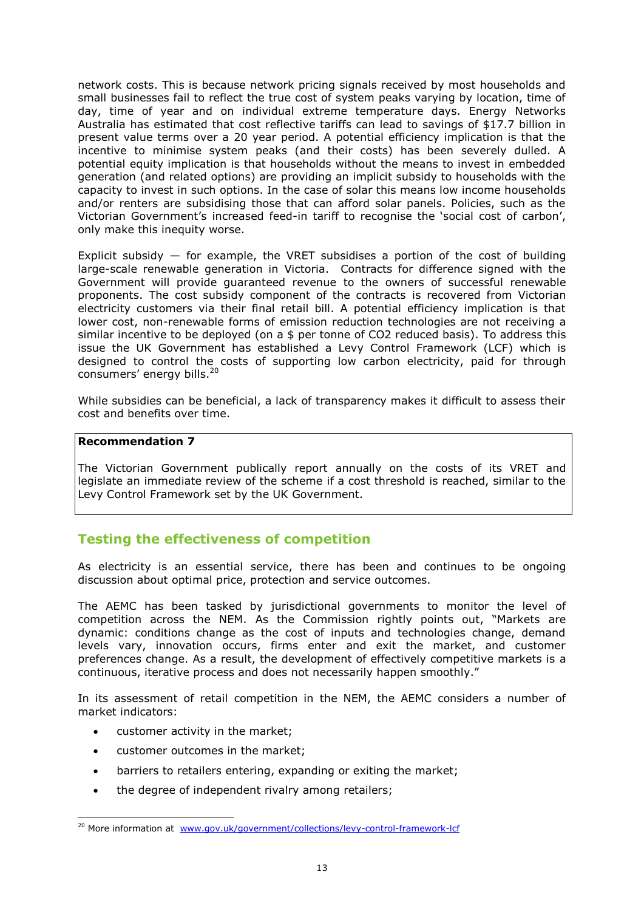network costs. This is because network pricing signals received by most households and small businesses fail to reflect the true cost of system peaks varying by location, time of day, time of year and on individual extreme temperature days. Energy Networks Australia has estimated that cost reflective tariffs can lead to savings of $17.7 billion in present value terms over a 20 year period. A potential efficiency implication is that the incentive to minimise system peaks (and their costs) has been severely dulled. A potential equity implication is that households without the means to invest in embedded generation (and related options) are providing an implicit subsidy to households with the capacity to invest in such options. In the case of solar this means low income households and/or renters are subsidising those that can afford solar panels. Policies, such as the Victorian Government's increased feed-in tariff to recognise the 'social cost of carbon', only make this inequity worse.

Explicit subsidy — for example, the VRET subsidises a portion of the cost of building large-scale renewable generation in Victoria. Contracts for difference signed with the Government will provide guaranteed revenue to the owners of successful renewable proponents. The cost subsidy component of the contracts is recovered from Victorian electricity customers via their final retail bill. A potential efficiency implication is that lower cost, non-renewable forms of emission reduction technologies are not receiving a similar incentive to be deployed (on a $ per tonne of $CO_2$ reduced basis). To address this issue the UK Government has established a Levy Control Framework (LCF) which is designed to control the costs of supporting low carbon electricity, paid for through consumers' energy bills.[20]

While subsidies can be beneficial, a lack of transparency makes it difficult to assess their cost and benefits over time.

> **Recommendation 7**
>
> The Victorian Government publically report annually on the costs of its VRET and legislate an immediate review of the scheme if a cost threshold is reached, similar to the Levy Control Framework set by the UK Government.

## Testing the effectiveness of competition

As electricity is an essential service, there has been and continues to be ongoing discussion about optimal price, protection and service outcomes.

The AEMC has been tasked by jurisdictional governments to monitor the level of competition across the NEM. As the Commission rightly points out, "Markets are dynamic: conditions change as the cost of inputs and technologies change, demand levels vary, innovation occurs, firms enter and exit the market, and customer preferences change. As a result, the development of effectively competitive markets is a continuous, iterative process and does not necessarily happen smoothly."

In its assessment of retail competition in the NEM, the AEMC considers a number of market indicators:

- customer activity in the market;
- customer outcomes in the market;
- barriers to retailers entering, expanding or exiting the market;
- the degree of independent rivalry among retailers;

[20] More information at www.gov.uk/government/collections/levy-control-framework-lcf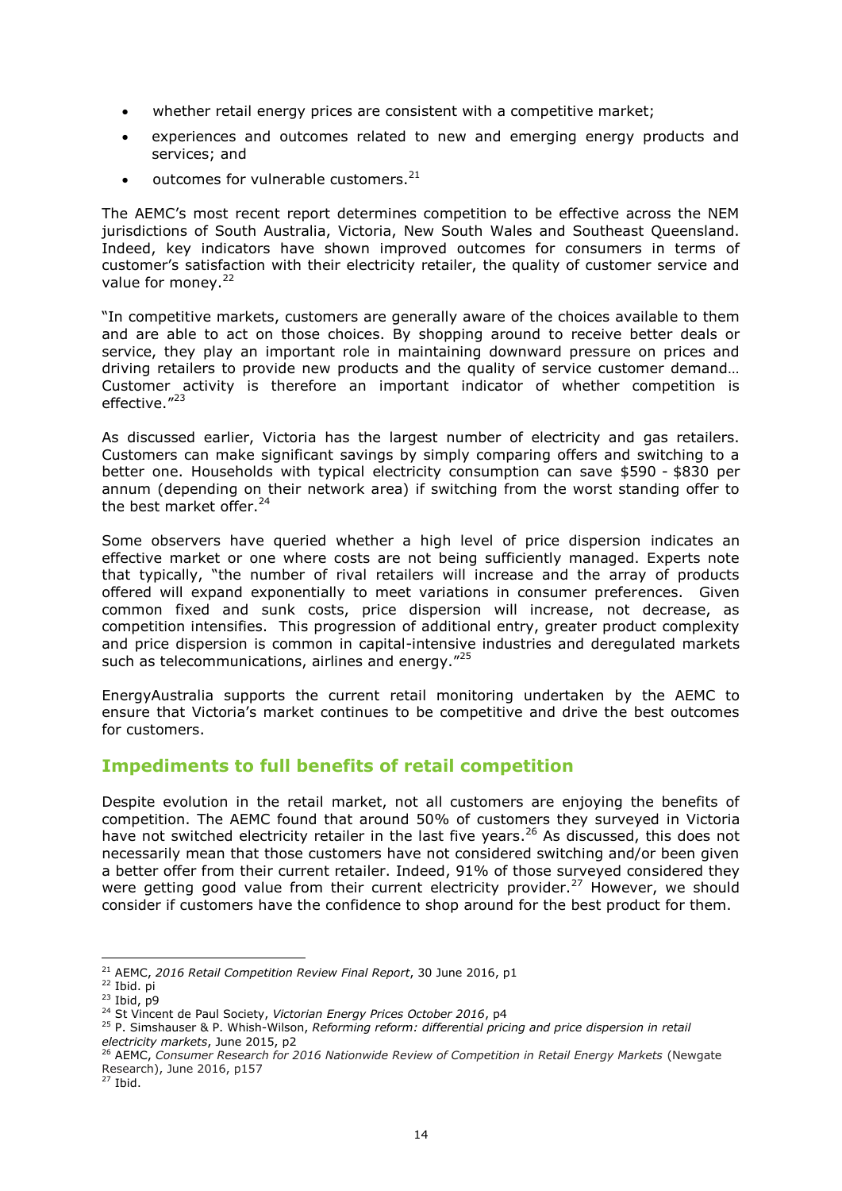- whether retail energy prices are consistent with a competitive market;
- experiences and outcomes related to new and emerging energy products and services; and
- outcomes for vulnerable customers.[21]

The AEMC's most recent report determines competition to be effective across the NEM jurisdictions of South Australia, Victoria, New South Wales and Southeast Queensland. Indeed, key indicators have shown improved outcomes for consumers in terms of customer's satisfaction with their electricity retailer, the quality of customer service and value for money.[22]

"In competitive markets, customers are generally aware of the choices available to them and are able to act on those choices. By shopping around to receive better deals or service, they play an important role in maintaining downward pressure on prices and driving retailers to provide new products and the quality of service customer demand… Customer activity is therefore an important indicator of whether competition is effective."[23]

As discussed earlier, Victoria has the largest number of electricity and gas retailers. Customers can make significant savings by simply comparing offers and switching to a better one. Households with typical electricity consumption can save $590 - $830 per annum (depending on their network area) if switching from the worst standing offer to the best market offer.[24]

Some observers have queried whether a high level of price dispersion indicates an effective market or one where costs are not being sufficiently managed. Experts note that typically, "the number of rival retailers will increase and the array of products offered will expand exponentially to meet variations in consumer preferences. Given common fixed and sunk costs, price dispersion will increase, not decrease, as competition intensifies. This progression of additional entry, greater product complexity and price dispersion is common in capital-intensive industries and deregulated markets such as telecommunications, airlines and energy."[25]

EnergyAustralia supports the current retail monitoring undertaken by the AEMC to ensure that Victoria's market continues to be competitive and drive the best outcomes for customers.

## Impediments to full benefits of retail competition

Despite evolution in the retail market, not all customers are enjoying the benefits of competition. The AEMC found that around 50% of customers they surveyed in Victoria have not switched electricity retailer in the last five years.[26] As discussed, this does not necessarily mean that those customers have not considered switching and/or been given a better offer from their current retailer. Indeed, 91% of those surveyed considered they were getting good value from their current electricity provider.[27] However, we should consider if customers have the confidence to shop around for the best product for them.

---

[21] AEMC, *2016 Retail Competition Review Final Report*, 30 June 2016, p1

[22] Ibid. pi

[23] Ibid, p9

[24] St Vincent de Paul Society, *Victorian Energy Prices October 2016*, p4

[25] P. Simshauser & P. Whish-Wilson, *Reforming reform: differential pricing and price dispersion in retail electricity markets*, June 2015, p2

[26] AEMC, *Consumer Research for 2016 Nationwide Review of Competition in Retail Energy Markets* (Newgate Research), June 2016, p157

[27] Ibid.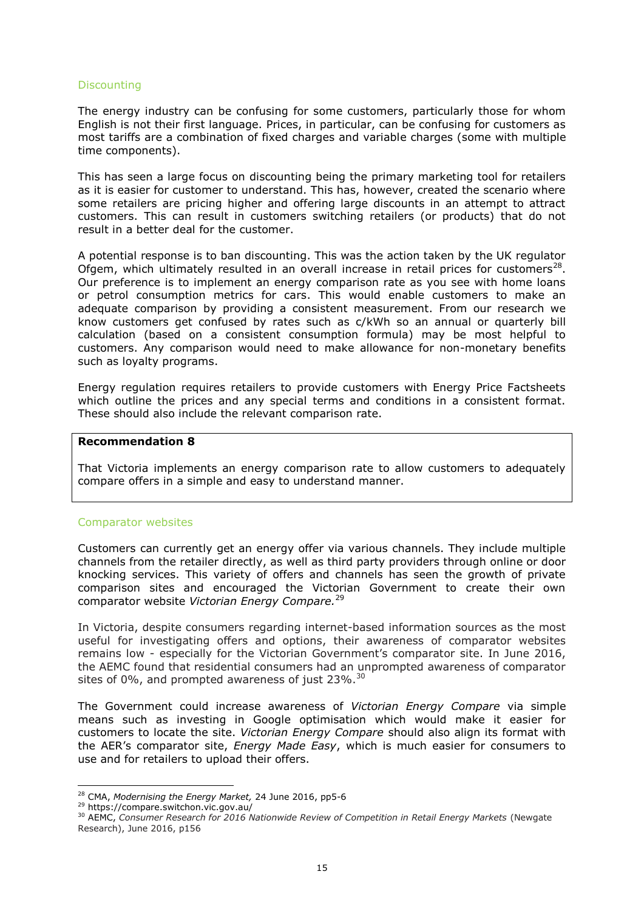### Discounting

The energy industry can be confusing for some customers, particularly those for whom English is not their first language. Prices, in particular, can be confusing for customers as most tariffs are a combination of fixed charges and variable charges (some with multiple time components).

This has seen a large focus on discounting being the primary marketing tool for retailers as it is easier for customer to understand. This has, however, created the scenario where some retailers are pricing higher and offering large discounts in an attempt to attract customers. This can result in customers switching retailers (or products) that do not result in a better deal for the customer.

A potential response is to ban discounting. This was the action taken by the UK regulator Ofgem, which ultimately resulted in an overall increase in retail prices for customers[28]. Our preference is to implement an energy comparison rate as you see with home loans or petrol consumption metrics for cars. This would enable customers to make an adequate comparison by providing a consistent measurement. From our research we know customers get confused by rates such as c/kWh so an annual or quarterly bill calculation (based on a consistent consumption formula) may be most helpful to customers. Any comparison would need to make allowance for non-monetary benefits such as loyalty programs.

Energy regulation requires retailers to provide customers with Energy Price Factsheets which outline the prices and any special terms and conditions in a consistent format. These should also include the relevant comparison rate.

> **Recommendation 8**
>
> That Victoria implements an energy comparison rate to allow customers to adequately compare offers in a simple and easy to understand manner.

### Comparator websites

Customers can currently get an energy offer via various channels. They include multiple channels from the retailer directly, as well as third party providers through online or door knocking services. This variety of offers and channels has seen the growth of private comparison sites and encouraged the Victorian Government to create their own comparator website *Victorian Energy Compare.*[29]

In Victoria, despite consumers regarding internet-based information sources as the most useful for investigating offers and options, their awareness of comparator websites remains low - especially for the Victorian Government's comparator site. In June 2016, the AEMC found that residential consumers had an unprompted awareness of comparator sites of 0%, and prompted awareness of just 23%.[30]

The Government could increase awareness of *Victorian Energy Compare* via simple means such as investing in Google optimisation which would make it easier for customers to locate the site. *Victorian Energy Compare* should also align its format with the AER's comparator site, *Energy Made Easy*, which is much easier for consumers to use and for retailers to upload their offers.

---

[28] CMA, *Modernising the Energy Market,* 24 June 2016, pp5-6

[29] https://compare.switchon.vic.gov.au/

[30] AEMC, *Consumer Research for 2016 Nationwide Review of Competition in Retail Energy Markets* (Newgate Research), June 2016, p156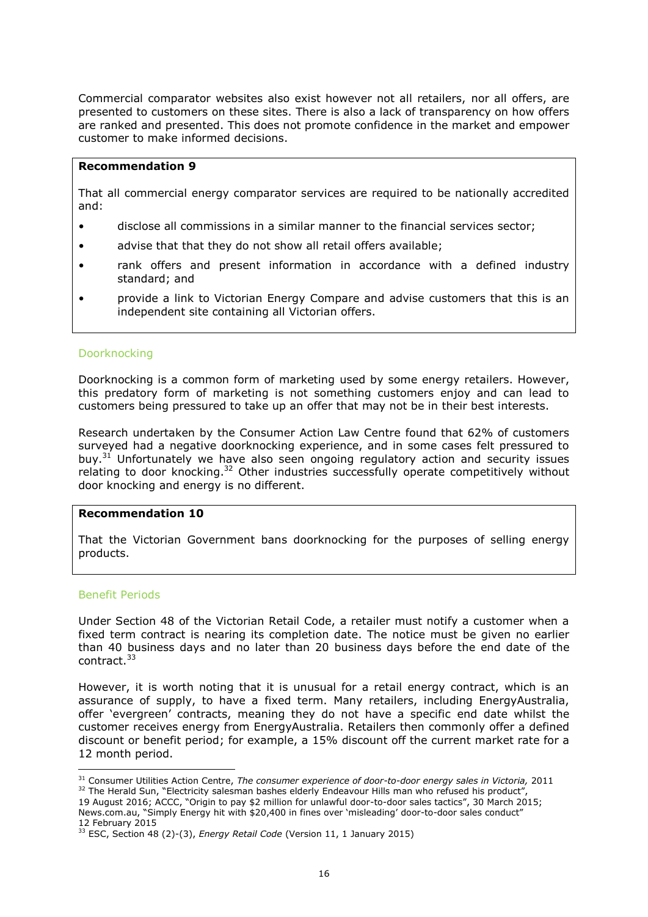Commercial comparator websites also exist however not all retailers, nor all offers, are presented to customers on these sites. There is also a lack of transparency on how offers are ranked and presented. This does not promote confidence in the market and empower customer to make informed decisions.

> **Recommendation 9**
>
> That all commercial energy comparator services are required to be nationally accredited and:
>
> - disclose all commissions in a similar manner to the financial services sector;
> - advise that that they do not show all retail offers available;
> - rank offers and present information in accordance with a defined industry standard; and
> - provide a link to Victorian Energy Compare and advise customers that this is an independent site containing all Victorian offers.

### Doorknocking

Doorknocking is a common form of marketing used by some energy retailers. However, this predatory form of marketing is not something customers enjoy and can lead to customers being pressured to take up an offer that may not be in their best interests.

Research undertaken by the Consumer Action Law Centre found that 62% of customers surveyed had a negative doorknocking experience, and in some cases felt pressured to buy.[31] Unfortunately we have also seen ongoing regulatory action and security issues relating to door knocking.[32] Other industries successfully operate competitively without door knocking and energy is no different.

> **Recommendation 10**
>
> That the Victorian Government bans doorknocking for the purposes of selling energy products.

### Benefit Periods

Under Section 48 of the Victorian Retail Code, a retailer must notify a customer when a fixed term contract is nearing its completion date. The notice must be given no earlier than 40 business days and no later than 20 business days before the end date of the contract.[33]

However, it is worth noting that it is unusual for a retail energy contract, which is an assurance of supply, to have a fixed term. Many retailers, including EnergyAustralia, offer 'evergreen' contracts, meaning they do not have a specific end date whilst the customer receives energy from EnergyAustralia. Retailers then commonly offer a defined discount or benefit period; for example, a 15% discount off the current market rate for a 12 month period.

---

[31] Consumer Utilities Action Centre, *The consumer experience of door-to-door energy sales in Victoria,* 2011

[32] The Herald Sun, "Electricity salesman bashes elderly Endeavour Hills man who refused his product", 19 August 2016; ACCC, "Origin to pay $2 million for unlawful door-to-door sales tactics", 30 March 2015; News.com.au, "Simply Energy hit with $20,400 in fines over 'misleading' door-to-door sales conduct" 12 February 2015

[33] ESC, Section 48 (2)-(3), *Energy Retail Code* (Version 11, 1 January 2015)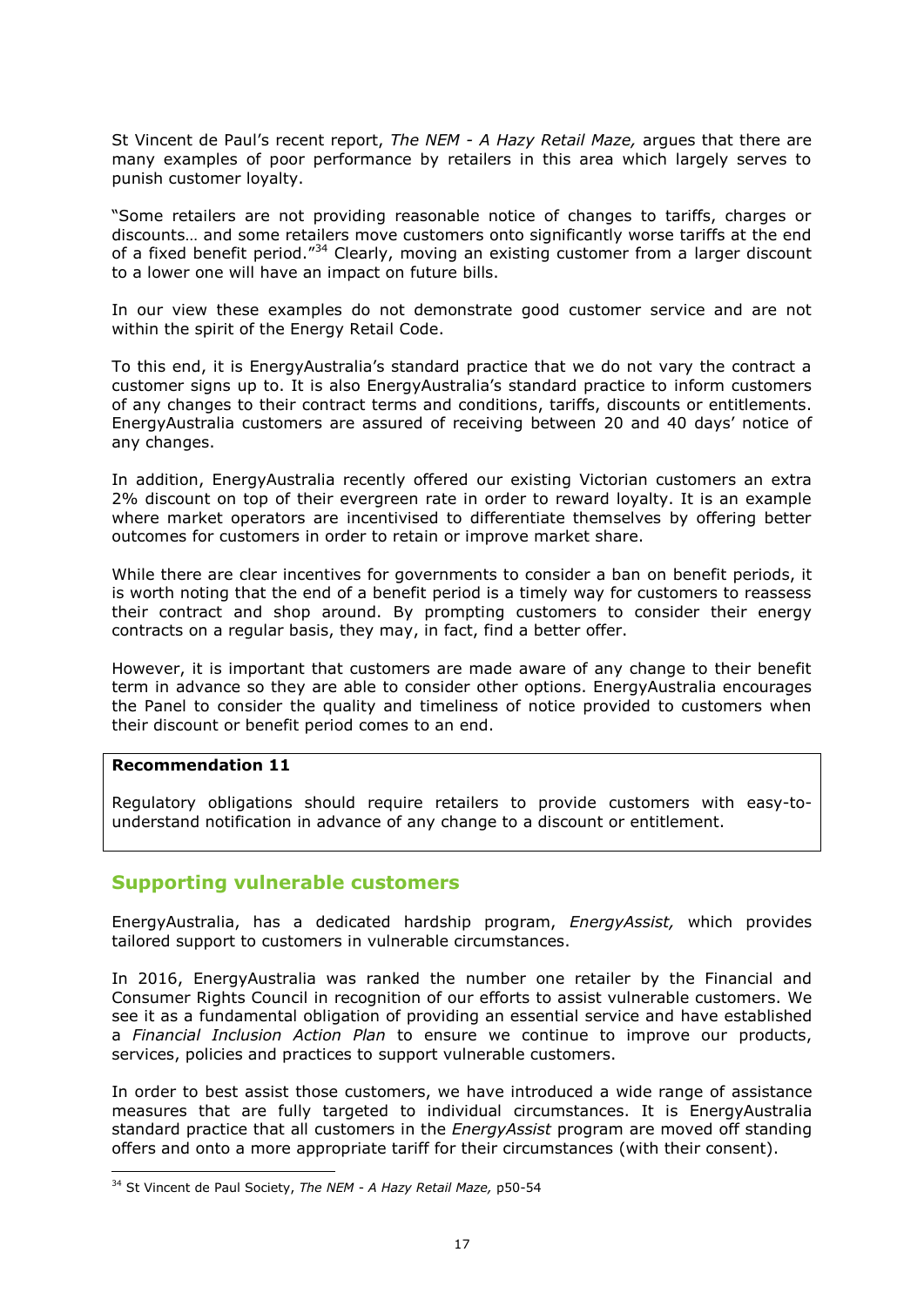St Vincent de Paul's recent report, *The NEM - A Hazy Retail Maze,* argues that there are many examples of poor performance by retailers in this area which largely serves to punish customer loyalty.

"Some retailers are not providing reasonable notice of changes to tariffs, charges or discounts… and some retailers move customers onto significantly worse tariffs at the end of a fixed benefit period."[34] Clearly, moving an existing customer from a larger discount to a lower one will have an impact on future bills.

In our view these examples do not demonstrate good customer service and are not within the spirit of the Energy Retail Code.

To this end, it is EnergyAustralia's standard practice that we do not vary the contract a customer signs up to. It is also EnergyAustralia's standard practice to inform customers of any changes to their contract terms and conditions, tariffs, discounts or entitlements. EnergyAustralia customers are assured of receiving between 20 and 40 days' notice of any changes.

In addition, EnergyAustralia recently offered our existing Victorian customers an extra 2% discount on top of their evergreen rate in order to reward loyalty. It is an example where market operators are incentivised to differentiate themselves by offering better outcomes for customers in order to retain or improve market share.

While there are clear incentives for governments to consider a ban on benefit periods, it is worth noting that the end of a benefit period is a timely way for customers to reassess their contract and shop around. By prompting customers to consider their energy contracts on a regular basis, they may, in fact, find a better offer.

However, it is important that customers are made aware of any change to their benefit term in advance so they are able to consider other options. EnergyAustralia encourages the Panel to consider the quality and timeliness of notice provided to customers when their discount or benefit period comes to an end.

**Recommendation 11**

Regulatory obligations should require retailers to provide customers with easy-to-understand notification in advance of any change to a discount or entitlement.

## Supporting vulnerable customers

EnergyAustralia, has a dedicated hardship program, *EnergyAssist,* which provides tailored support to customers in vulnerable circumstances.

In 2016, EnergyAustralia was ranked the number one retailer by the Financial and Consumer Rights Council in recognition of our efforts to assist vulnerable customers. We see it as a fundamental obligation of providing an essential service and have established a *Financial Inclusion Action Plan* to ensure we continue to improve our products, services, policies and practices to support vulnerable customers.

In order to best assist those customers, we have introduced a wide range of assistance measures that are fully targeted to individual circumstances. It is EnergyAustralia standard practice that all customers in the *EnergyAssist* program are moved off standing offers and onto a more appropriate tariff for their circumstances (with their consent).

[34] St Vincent de Paul Society, *The NEM - A Hazy Retail Maze,* p50-54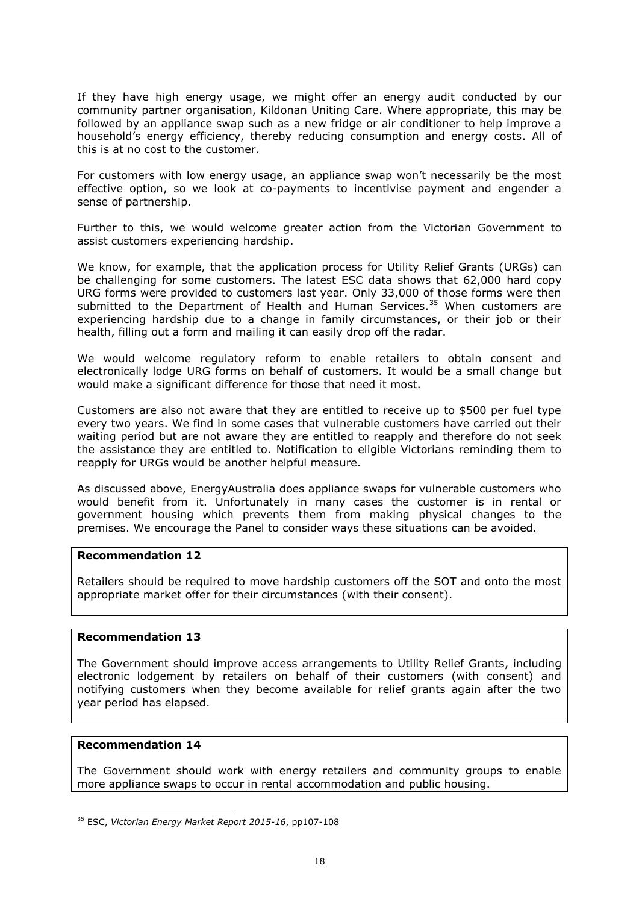If they have high energy usage, we might offer an energy audit conducted by our community partner organisation, Kildonan Uniting Care. Where appropriate, this may be followed by an appliance swap such as a new fridge or air conditioner to help improve a household's energy efficiency, thereby reducing consumption and energy costs. All of this is at no cost to the customer.

For customers with low energy usage, an appliance swap won't necessarily be the most effective option, so we look at co-payments to incentivise payment and engender a sense of partnership.

Further to this, we would welcome greater action from the Victorian Government to assist customers experiencing hardship.

We know, for example, that the application process for Utility Relief Grants (URGs) can be challenging for some customers. The latest ESC data shows that 62,000 hard copy URG forms were provided to customers last year. Only 33,000 of those forms were then submitted to the Department of Health and Human Services.[35] When customers are experiencing hardship due to a change in family circumstances, or their job or their health, filling out a form and mailing it can easily drop off the radar.

We would welcome regulatory reform to enable retailers to obtain consent and electronically lodge URG forms on behalf of customers. It would be a small change but would make a significant difference for those that need it most.

Customers are also not aware that they are entitled to receive up to $500 per fuel type every two years. We find in some cases that vulnerable customers have carried out their waiting period but are not aware they are entitled to reapply and therefore do not seek the assistance they are entitled to. Notification to eligible Victorians reminding them to reapply for URGs would be another helpful measure.

As discussed above, EnergyAustralia does appliance swaps for vulnerable customers who would benefit from it. Unfortunately in many cases the customer is in rental or government housing which prevents them from making physical changes to the premises. We encourage the Panel to consider ways these situations can be avoided.

**Recommendation 12**

Retailers should be required to move hardship customers off the SOT and onto the most appropriate market offer for their circumstances (with their consent).

**Recommendation 13**

The Government should improve access arrangements to Utility Relief Grants, including electronic lodgement by retailers on behalf of their customers (with consent) and notifying customers when they become available for relief grants again after the two year period has elapsed.

**Recommendation 14**

The Government should work with energy retailers and community groups to enable more appliance swaps to occur in rental accommodation and public housing.

---

[35] ESC, *Victorian Energy Market Report 2015-16*, pp107-108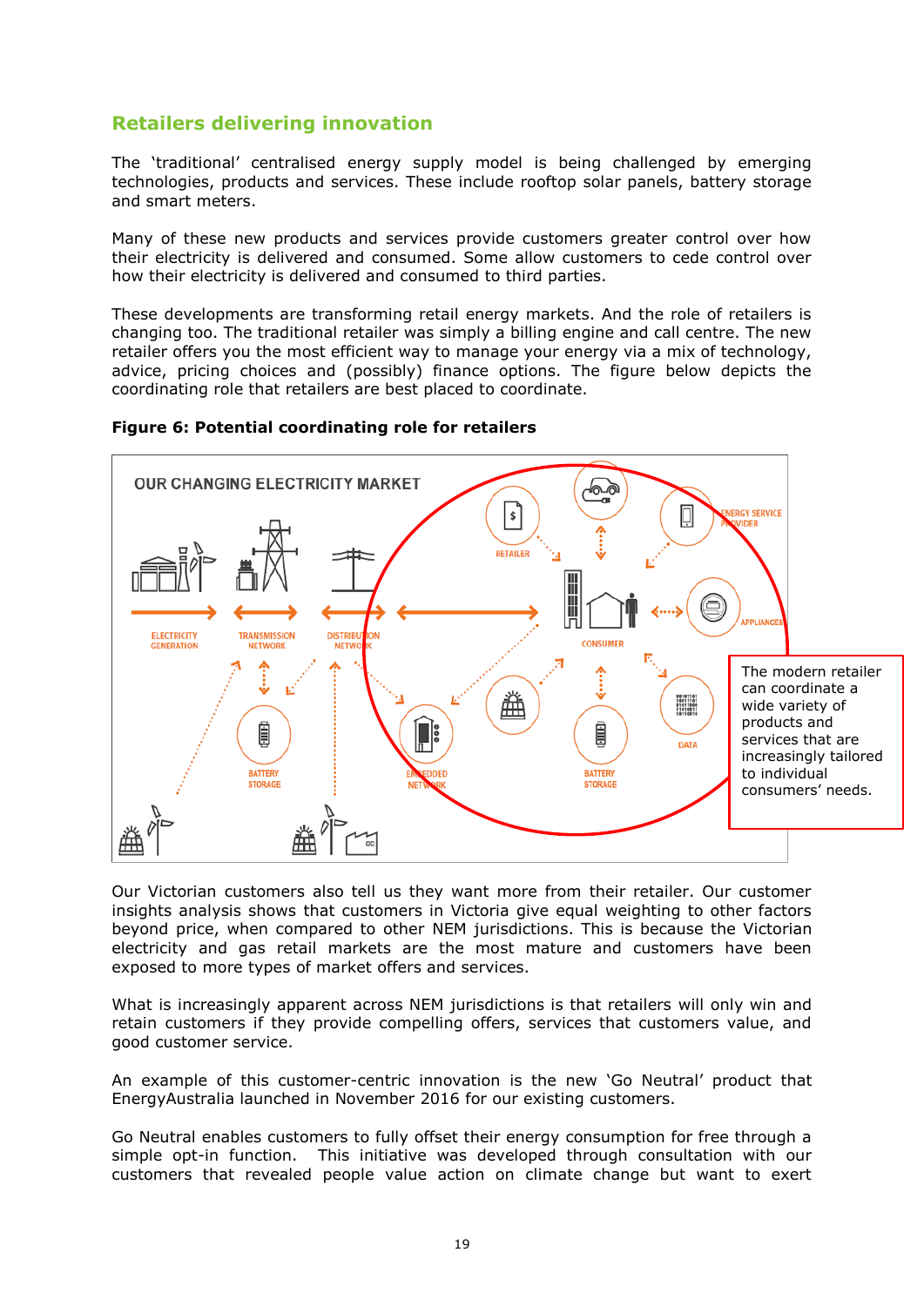## Retailers delivering innovation

The 'traditional' centralised energy supply model is being challenged by emerging technologies, products and services. These include rooftop solar panels, battery storage and smart meters.

Many of these new products and services provide customers greater control over how their electricity is delivered and consumed. Some allow customers to cede control over how their electricity is delivered and consumed to third parties.

These developments are transforming retail energy markets. And the role of retailers is changing too. The traditional retailer was simply a billing engine and call centre. The new retailer offers you the most efficient way to manage your energy via a mix of technology, advice, pricing choices and (possibly) finance options. The figure below depicts the coordinating role that retailers are best placed to coordinate.

**Figure 6: Potential coordinating role for retailers**

OUR CHANGING ELECTRICITY MARKET

ELECTRICITY GENERATION — TRANSMISSION NETWORK — DISTRIBUTION NETWORK — CONSUMER

RETAILER, ENERGY SERVICE PROVIDER, APPLIANCES, DATA, BATTERY STORAGE, EMBEDDED NETWORK

The modern retailer can coordinate a wide variety of products and services that are increasingly tailored to individual consumers' needs.

Our Victorian customers also tell us they want more from their retailer. Our customer insights analysis shows that customers in Victoria give equal weighting to other factors beyond price, when compared to other NEM jurisdictions. This is because the Victorian electricity and gas retail markets are the most mature and customers have been exposed to more types of market offers and services.

What is increasingly apparent across NEM jurisdictions is that retailers will only win and retain customers if they provide compelling offers, services that customers value, and good customer service.

An example of this customer-centric innovation is the new 'Go Neutral' product that EnergyAustralia launched in November 2016 for our existing customers.

Go Neutral enables customers to fully offset their energy consumption for free through a simple opt-in function. This initiative was developed through consultation with our customers that revealed people value action on climate change but want to exert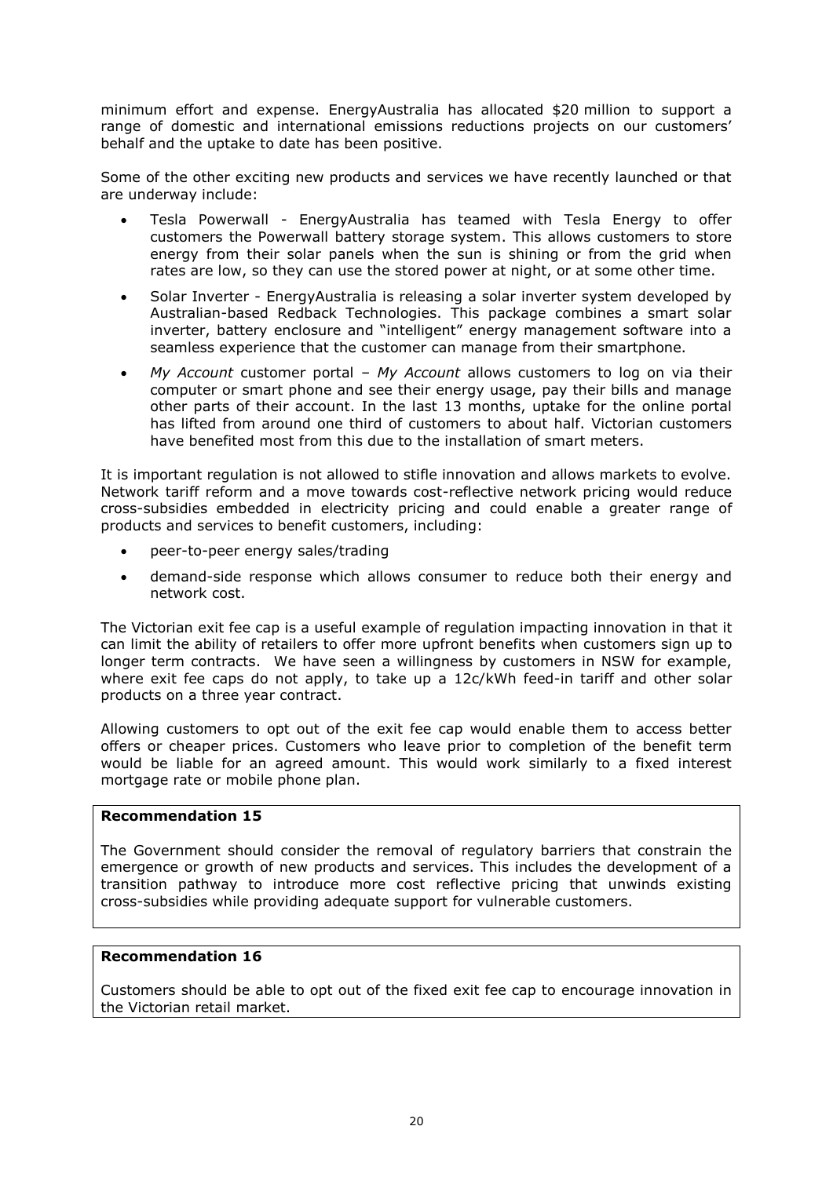minimum effort and expense. EnergyAustralia has allocated $20 million to support a range of domestic and international emissions reductions projects on our customers' behalf and the uptake to date has been positive.

Some of the other exciting new products and services we have recently launched or that are underway include:

- Tesla Powerwall - EnergyAustralia has teamed with Tesla Energy to offer customers the Powerwall battery storage system. This allows customers to store energy from their solar panels when the sun is shining or from the grid when rates are low, so they can use the stored power at night, or at some other time.
- Solar Inverter - EnergyAustralia is releasing a solar inverter system developed by Australian-based Redback Technologies. This package combines a smart solar inverter, battery enclosure and "intelligent" energy management software into a seamless experience that the customer can manage from their smartphone.
- *My Account* customer portal – *My Account* allows customers to log on via their computer or smart phone and see their energy usage, pay their bills and manage other parts of their account. In the last 13 months, uptake for the online portal has lifted from around one third of customers to about half. Victorian customers have benefited most from this due to the installation of smart meters.

It is important regulation is not allowed to stifle innovation and allows markets to evolve. Network tariff reform and a move towards cost-reflective network pricing would reduce cross-subsidies embedded in electricity pricing and could enable a greater range of products and services to benefit customers, including:

- peer-to-peer energy sales/trading
- demand-side response which allows consumer to reduce both their energy and network cost.

The Victorian exit fee cap is a useful example of regulation impacting innovation in that it can limit the ability of retailers to offer more upfront benefits when customers sign up to longer term contracts. We have seen a willingness by customers in NSW for example, where exit fee caps do not apply, to take up a 12c/kWh feed-in tariff and other solar products on a three year contract.

Allowing customers to opt out of the exit fee cap would enable them to access better offers or cheaper prices. Customers who leave prior to completion of the benefit term would be liable for an agreed amount. This would work similarly to a fixed interest mortgage rate or mobile phone plan.

**Recommendation 15**

The Government should consider the removal of regulatory barriers that constrain the emergence or growth of new products and services. This includes the development of a transition pathway to introduce more cost reflective pricing that unwinds existing cross-subsidies while providing adequate support for vulnerable customers.

**Recommendation 16**

Customers should be able to opt out of the fixed exit fee cap to encourage innovation in the Victorian retail market.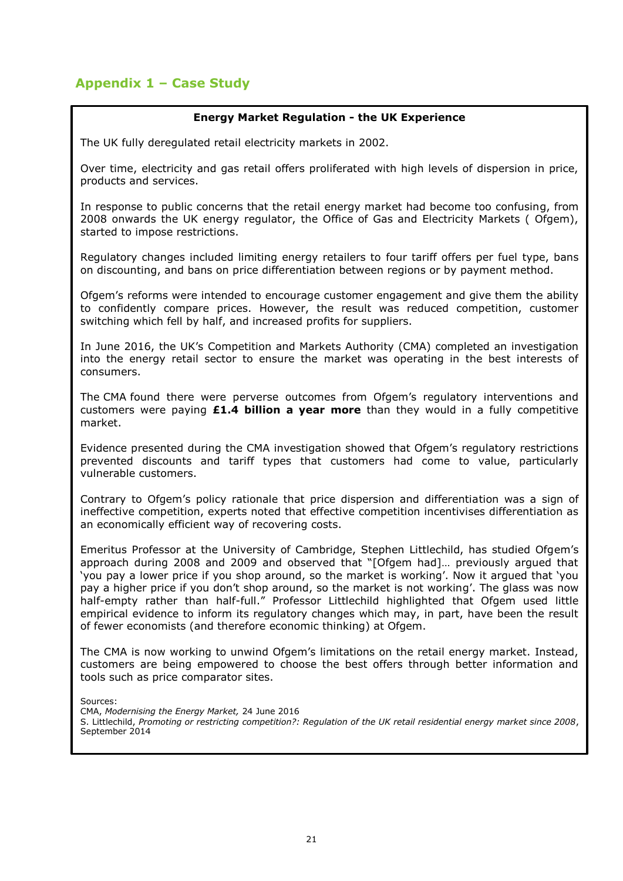## Appendix 1 – Case Study

**Energy Market Regulation - the UK Experience**

The UK fully deregulated retail electricity markets in 2002.

Over time, electricity and gas retail offers proliferated with high levels of dispersion in price, products and services.

In response to public concerns that the retail energy market had become too confusing, from 2008 onwards the UK energy regulator, the Office of Gas and Electricity Markets ( Ofgem), started to impose restrictions.

Regulatory changes included limiting energy retailers to four tariff offers per fuel type, bans on discounting, and bans on price differentiation between regions or by payment method.

Ofgem's reforms were intended to encourage customer engagement and give them the ability to confidently compare prices. However, the result was reduced competition, customer switching which fell by half, and increased profits for suppliers.

In June 2016, the UK's Competition and Markets Authority (CMA) completed an investigation into the energy retail sector to ensure the market was operating in the best interests of consumers.

The CMA found there were perverse outcomes from Ofgem's regulatory interventions and customers were paying **£1.4 billion a year more** than they would in a fully competitive market.

Evidence presented during the CMA investigation showed that Ofgem's regulatory restrictions prevented discounts and tariff types that customers had come to value, particularly vulnerable customers.

Contrary to Ofgem's policy rationale that price dispersion and differentiation was a sign of ineffective competition, experts noted that effective competition incentivises differentiation as an economically efficient way of recovering costs.

Emeritus Professor at the University of Cambridge, Stephen Littlechild, has studied Ofgem's approach during 2008 and 2009 and observed that "[Ofgem had]… previously argued that 'you pay a lower price if you shop around, so the market is working'. Now it argued that 'you pay a higher price if you don't shop around, so the market is not working'. The glass was now half-empty rather than half-full." Professor Littlechild highlighted that Ofgem used little empirical evidence to inform its regulatory changes which may, in part, have been the result of fewer economists (and therefore economic thinking) at Ofgem.

The CMA is now working to unwind Ofgem's limitations on the retail energy market. Instead, customers are being empowered to choose the best offers through better information and tools such as price comparator sites.

Sources:
CMA, *Modernising the Energy Market,* 24 June 2016
S. Littlechild, *Promoting or restricting competition?: Regulation of the UK retail residential energy market since 2008*, September 2014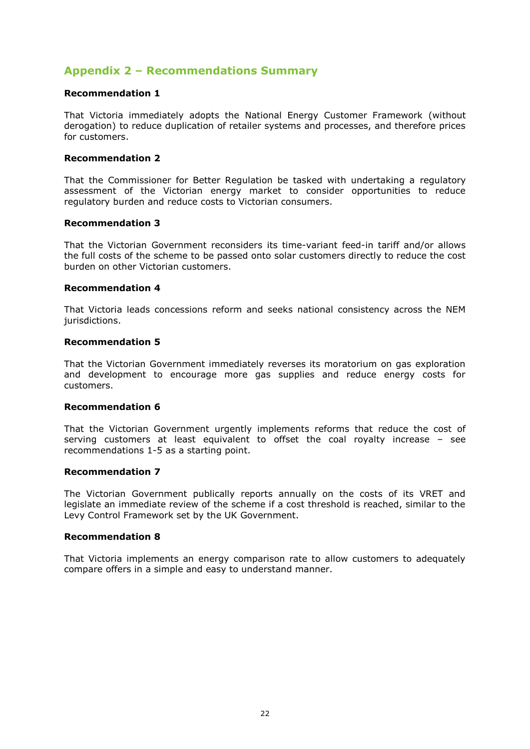## Appendix 2 – Recommendations Summary

**Recommendation 1**

That Victoria immediately adopts the National Energy Customer Framework (without derogation) to reduce duplication of retailer systems and processes, and therefore prices for customers.

**Recommendation 2**

That the Commissioner for Better Regulation be tasked with undertaking a regulatory assessment of the Victorian energy market to consider opportunities to reduce regulatory burden and reduce costs to Victorian consumers.

**Recommendation 3**

That the Victorian Government reconsiders its time-variant feed-in tariff and/or allows the full costs of the scheme to be passed onto solar customers directly to reduce the cost burden on other Victorian customers.

**Recommendation 4**

That Victoria leads concessions reform and seeks national consistency across the NEM jurisdictions.

**Recommendation 5**

That the Victorian Government immediately reverses its moratorium on gas exploration and development to encourage more gas supplies and reduce energy costs for customers.

**Recommendation 6**

That the Victorian Government urgently implements reforms that reduce the cost of serving customers at least equivalent to offset the coal royalty increase – see recommendations 1-5 as a starting point.

**Recommendation 7**

The Victorian Government publically reports annually on the costs of its VRET and legislate an immediate review of the scheme if a cost threshold is reached, similar to the Levy Control Framework set by the UK Government.

**Recommendation 8**

That Victoria implements an energy comparison rate to allow customers to adequately compare offers in a simple and easy to understand manner.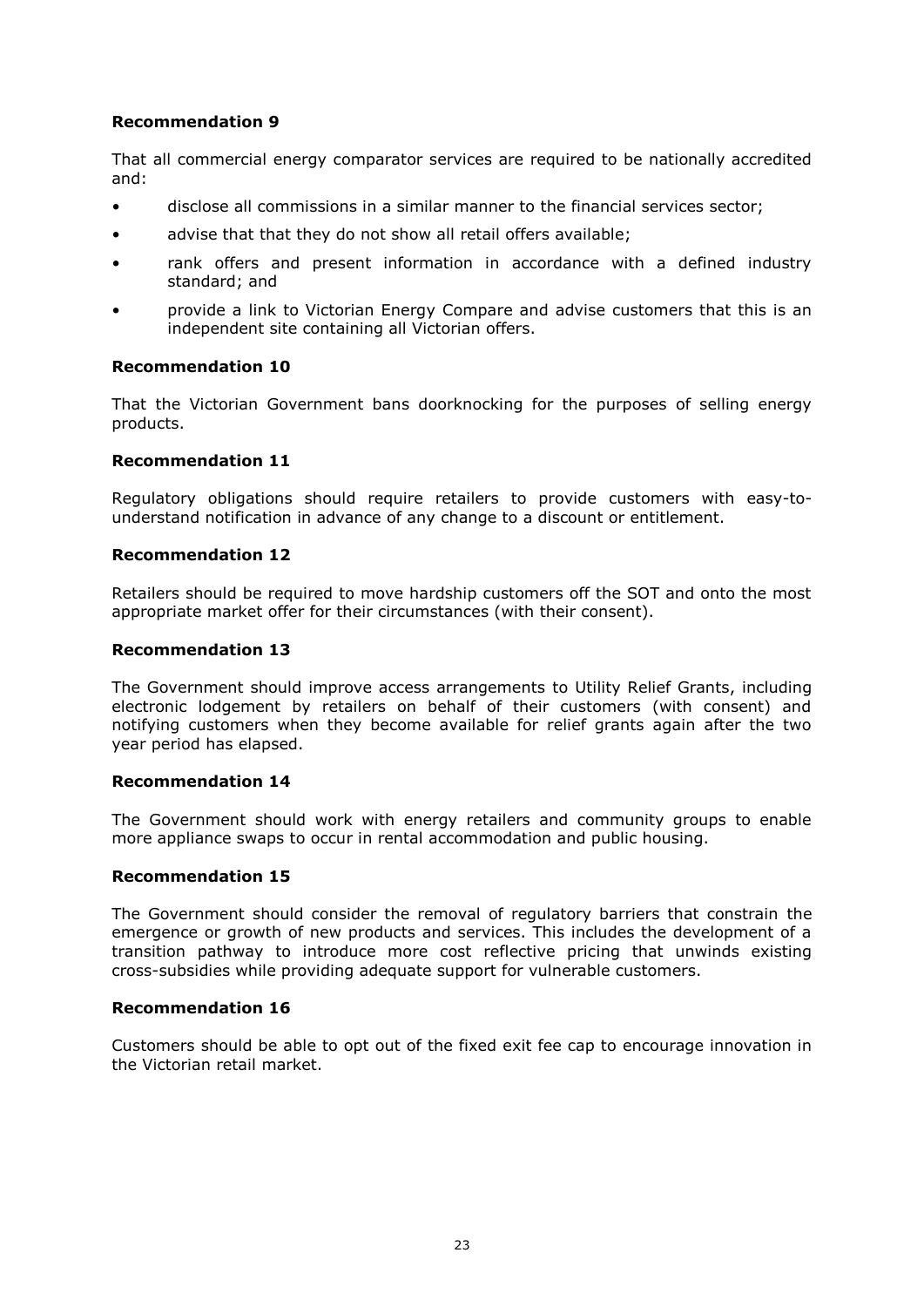**Recommendation 9**

That all commercial energy comparator services are required to be nationally accredited and:

- disclose all commissions in a similar manner to the financial services sector;
- advise that that they do not show all retail offers available;
- rank offers and present information in accordance with a defined industry standard; and
- provide a link to Victorian Energy Compare and advise customers that this is an independent site containing all Victorian offers.

**Recommendation 10**

That the Victorian Government bans doorknocking for the purposes of selling energy products.

**Recommendation 11**

Regulatory obligations should require retailers to provide customers with easy-to-understand notification in advance of any change to a discount or entitlement.

**Recommendation 12**

Retailers should be required to move hardship customers off the SOT and onto the most appropriate market offer for their circumstances (with their consent).

**Recommendation 13**

The Government should improve access arrangements to Utility Relief Grants, including electronic lodgement by retailers on behalf of their customers (with consent) and notifying customers when they become available for relief grants again after the two year period has elapsed.

**Recommendation 14**

The Government should work with energy retailers and community groups to enable more appliance swaps to occur in rental accommodation and public housing.

**Recommendation 15**

The Government should consider the removal of regulatory barriers that constrain the emergence or growth of new products and services. This includes the development of a transition pathway to introduce more cost reflective pricing that unwinds existing cross-subsidies while providing adequate support for vulnerable customers.

**Recommendation 16**

Customers should be able to opt out of the fixed exit fee cap to encourage innovation in the Victorian retail market.